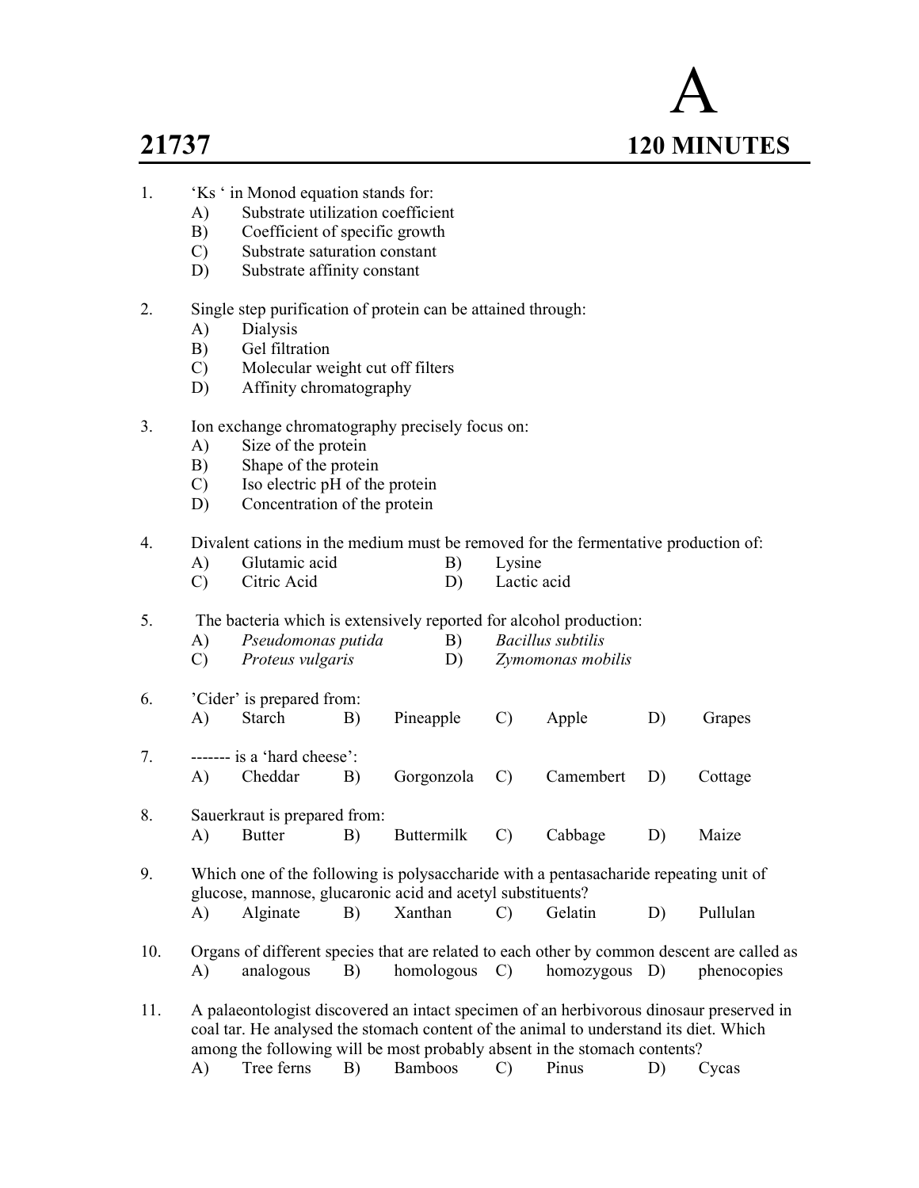# 21737

**A**

**120 MINUTES**

1. 'Ks ' in Monod equation stands for:
   A) Substrate utilization coefficient
   B) Coefficient of specific growth
   C) Substrate saturation constant
   D) Substrate affinity constant

2. Single step purification of protein can be attained through:
   A) Dialysis
   B) Gel filtration
   C) Molecular weight cut off filters
   D) Affinity chromatography

3. Ion exchange chromatography precisely focus on:
   A) Size of the protein
   B) Shape of the protein
   C) Iso electric pH of the protein
   D) Concentration of the protein

4. Divalent cations in the medium must be removed for the fermentative production of:
   A) Glutamic acid B) Lysine
   C) Citric Acid D) Lactic acid

5. The bacteria which is extensively reported for alcohol production:
   A) *Pseudomonas putida* B) *Bacillus subtilis*
   C) *Proteus vulgaris* D) *Zymomonas mobilis*

6. 'Cider' is prepared from:
   A) Starch B) Pineapple C) Apple D) Grapes

7. ------- is a 'hard cheese':
   A) Cheddar B) Gorgonzola C) Camembert D) Cottage

8. Sauerkraut is prepared from:
   A) Butter B) Buttermilk C) Cabbage D) Maize

9. Which one of the following is polysaccharide with a pentasacharide repeating unit of glucose, mannose, glucaronic acid and acetyl substituents?
   A) Alginate B) Xanthan C) Gelatin D) Pullulan

10. Organs of different species that are related to each other by common descent are called as
    A) analogous B) homologous C) homozygous D) phenocopies

11. A palaeontologist discovered an intact specimen of an herbivorous dinosaur preserved in coal tar. He analysed the stomach content of the animal to understand its diet. Which among the following will be most probably absent in the stomach contents?
    A) Tree ferns B) Bamboos C) Pinus D) Cycas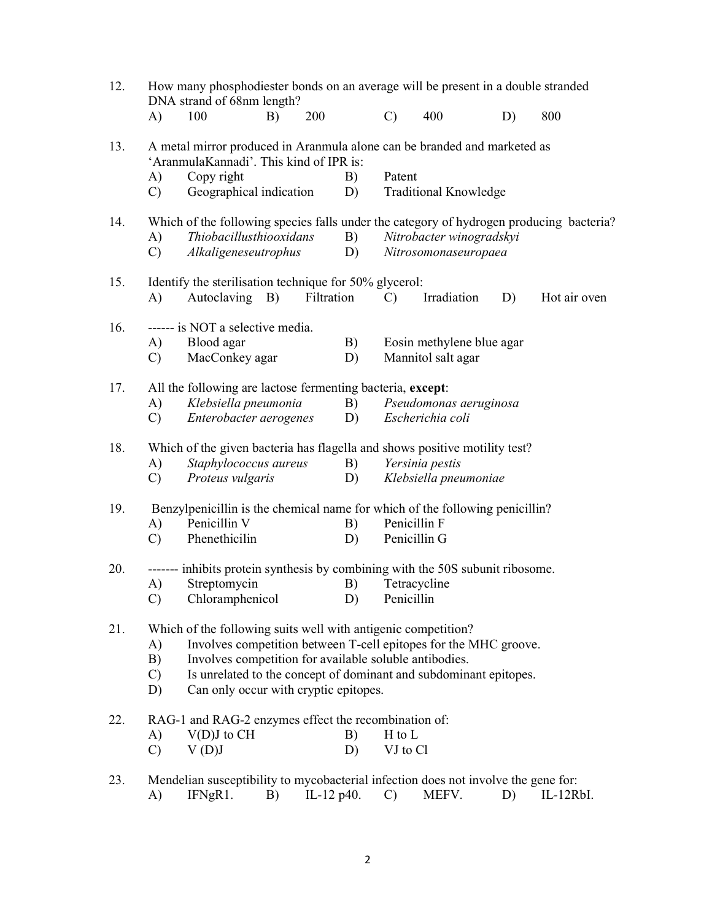12. How many phosphodiester bonds on an average will be present in a double stranded DNA strand of 68nm length?
    A) 100 B) 200 C) 400 D) 800

13. A metal mirror produced in Aranmula alone can be branded and marketed as 'AranmulaKannadi'. This kind of IPR is:
    A) Copy right B) Patent
    C) Geographical indication D) Traditional Knowledge

14. Which of the following species falls under the category of hydrogen producing bacteria?
    A) *Thiobacillusthiooxidans* B) *Nitrobacter winogradskyi*
    C) *Alkaligeneseutrophus* D) *Nitrosomonaseuropaea*

15. Identify the sterilisation technique for 50% glycerol:
    A) Autoclaving B) Filtration C) Irradiation D) Hot air oven

16. ------ is NOT a selective media.
    A) Blood agar B) Eosin methylene blue agar
    C) MacConkey agar D) Mannitol salt agar

17. All the following are lactose fermenting bacteria, **except**:
    A) *Klebsiella pneumonia* B) *Pseudomonas aeruginosa*
    C) *Enterobacter aerogenes* D) *Escherichia coli*

18. Which of the given bacteria has flagella and shows positive motility test?
    A) *Staphylococcus aureus* B) *Yersinia pestis*
    C) *Proteus vulgaris* D) *Klebsiella pneumoniae*

19. Benzylpenicillin is the chemical name for which of the following penicillin?
    A) Penicillin V B) Penicillin F
    C) Phenethicilin D) Penicillin G

20. ------- inhibits protein synthesis by combining with the 50S subunit ribosome.
    A) Streptomycin B) Tetracycline
    C) Chloramphenicol D) Penicillin

21. Which of the following suits well with antigenic competition?
    A) Involves competition between T-cell epitopes for the MHC groove.
    B) Involves competition for available soluble antibodies.
    C) Is unrelated to the concept of dominant and subdominant epitopes.
    D) Can only occur with cryptic epitopes.

22. RAG-1 and RAG-2 enzymes effect the recombination of:
    A) V(D)J to CH B) H to L
    C) V (D)J D) VJ to Cl

23. Mendelian susceptibility to mycobacterial infection does not involve the gene for:
    A) IFNgR1. B) IL-12 p40. C) MEFV. D) IL-12RbI.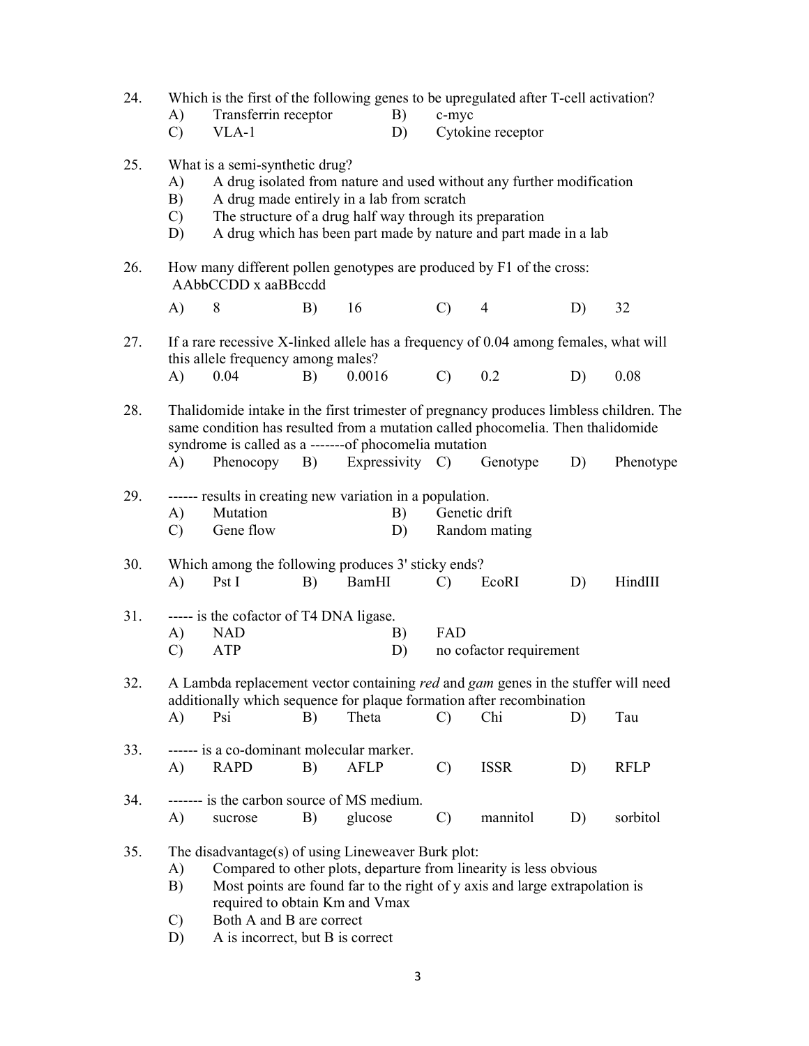24. Which is the first of the following genes to be upregulated after T-cell activation?
    - A) Transferrin receptor
    - B) c-myc
    - C) VLA-1
    - D) Cytokine receptor

25. What is a semi-synthetic drug?
    - A) A drug isolated from nature and used without any further modification
    - B) A drug made entirely in a lab from scratch
    - C) The structure of a drug half way through its preparation
    - D) A drug which has been part made by nature and part made in a lab

26. How many different pollen genotypes are produced by F1 of the cross: AAbbCCDD x aaBBccdd
    - A) 8
    - B) 16
    - C) 4
    - D) 32

27. If a rare recessive X-linked allele has a frequency of 0.04 among females, what will this allele frequency among males?
    - A) 0.04
    - B) 0.0016
    - C) 0.2
    - D) 0.08

28. Thalidomide intake in the first trimester of pregnancy produces limbless children. The same condition has resulted from a mutation called phocomelia. Then thalidomide syndrome is called as a -------of phocomelia mutation
    - A) Phenocopy
    - B) Expressivity
    - C) Genotype
    - D) Phenotype

29. ------ results in creating new variation in a population.
    - A) Mutation
    - B) Genetic drift
    - C) Gene flow
    - D) Random mating

30. Which among the following produces 3' sticky ends?
    - A) Pst I
    - B) BamHI
    - C) EcoRI
    - D) HindIII

31. ----- is the cofactor of T4 DNA ligase.
    - A) NAD
    - B) FAD
    - C) ATP
    - D) no cofactor requirement

32. A Lambda replacement vector containing *red* and *gam* genes in the stuffer will need additionally which sequence for plaque formation after recombination
    - A) Psi
    - B) Theta
    - C) Chi
    - D) Tau

33. ------ is a co-dominant molecular marker.
    - A) RAPD
    - B) AFLP
    - C) ISSR
    - D) RFLP

34. ------- is the carbon source of MS medium.
    - A) sucrose
    - B) glucose
    - C) mannitol
    - D) sorbitol

35. The disadvantage(s) of using Lineweaver Burk plot:
    - A) Compared to other plots, departure from linearity is less obvious
    - B) Most points are found far to the right of y axis and large extrapolation is required to obtain Km and Vmax
    - C) Both A and B are correct
    - D) A is incorrect, but B is correct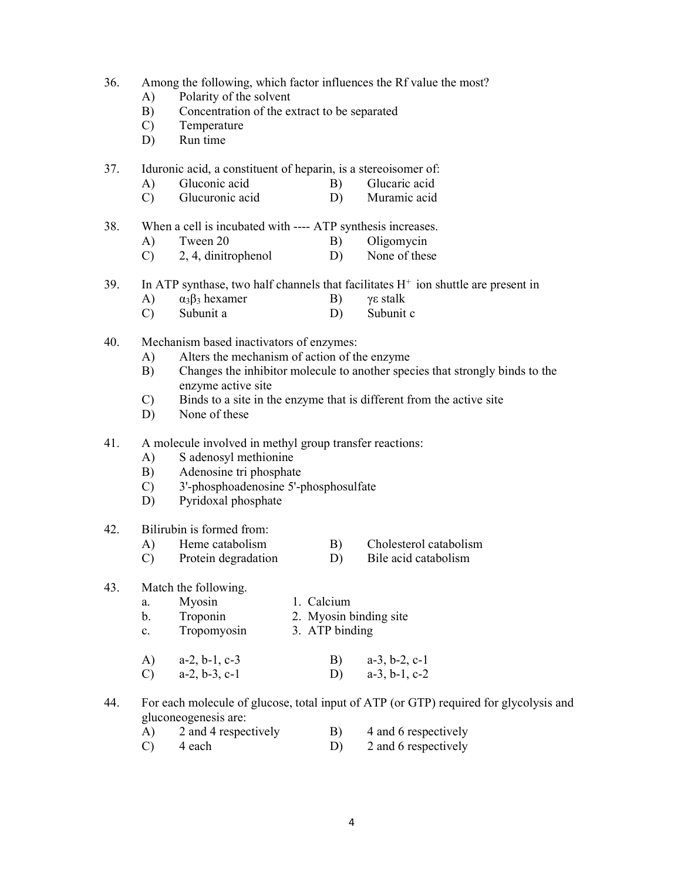36. Among the following, which factor influences the Rf value the most?
    A) Polarity of the solvent
    B) Concentration of the extract to be separated
    C) Temperature
    D) Run time

37. Iduronic acid, a constituent of heparin, is a stereoisomer of:
    A) Gluconic acid B) Glucaric acid
    C) Glucuronic acid D) Muramic acid

38. When a cell is incubated with ---- ATP synthesis increases.
    A) Tween 20 B) Oligomycin
    C) 2, 4, dinitrophenol D) None of these

39. In ATP synthase, two half channels that facilitates $H^+$ ion shuttle are present in
    A) $\alpha_3\beta_3$ hexamer B) $\gamma\varepsilon$ stalk
    C) Subunit a D) Subunit c

40. Mechanism based inactivators of enzymes:
    A) Alters the mechanism of action of the enzyme
    B) Changes the inhibitor molecule to another species that strongly binds to the enzyme active site
    C) Binds to a site in the enzyme that is different from the active site
    D) None of these

41. A molecule involved in methyl group transfer reactions:
    A) S adenosyl methionine
    B) Adenosine tri phosphate
    C) 3'-phosphoadenosine 5'-phosphosulfate
    D) Pyridoxal phosphate

42. Bilirubin is formed from:
    A) Heme catabolism B) Cholesterol catabolism
    C) Protein degradation D) Bile acid catabolism

43. Match the following.
    a. Myosin 1. Calcium
    b. Troponin 2. Myosin binding site
    c. Tropomyosin 3. ATP binding

    A) a-2, b-1, c-3 B) a-3, b-2, c-1
    C) a-2, b-3, c-1 D) a-3, b-1, c-2

44. For each molecule of glucose, total input of ATP (or GTP) required for glycolysis and gluconeogenesis are:
    A) 2 and 4 respectively B) 4 and 6 respectively
    C) 4 each D) 2 and 6 respectively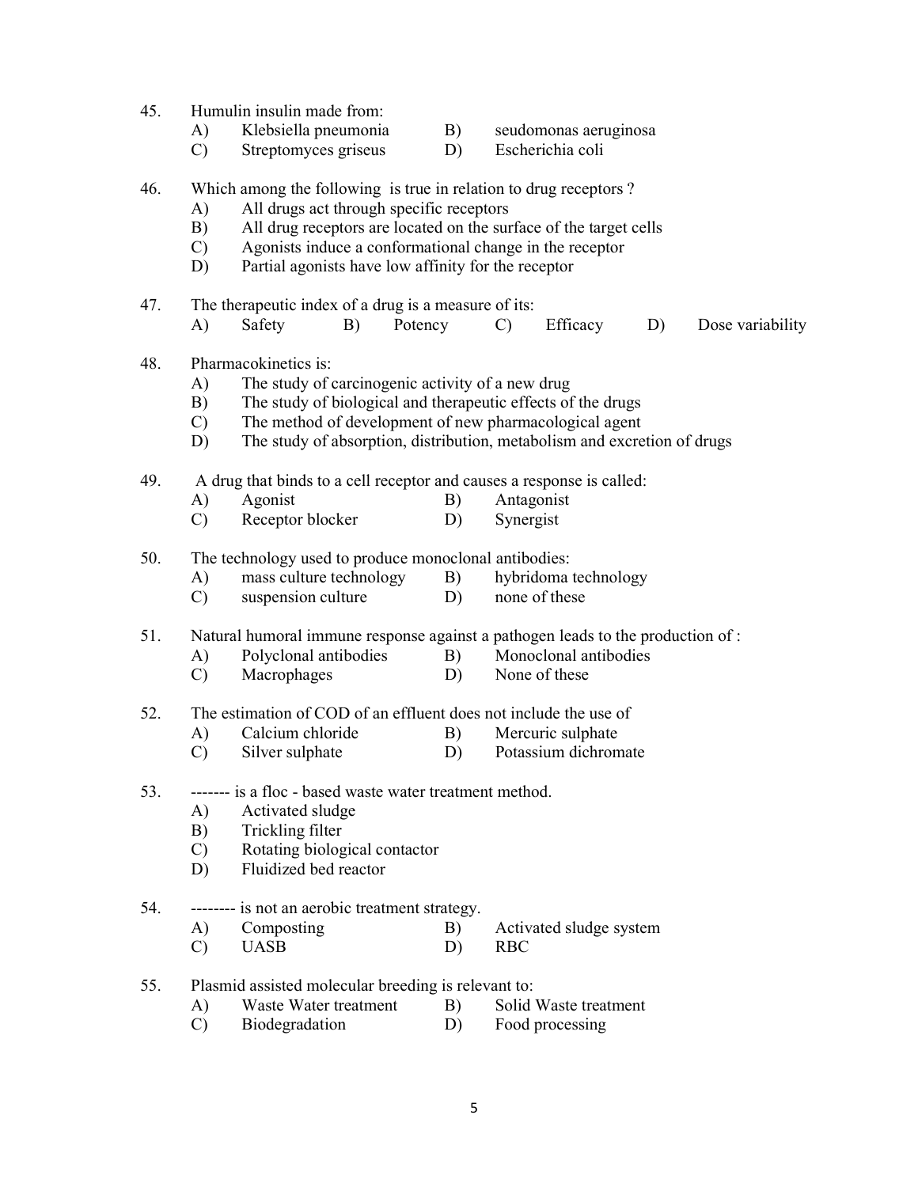45. Humulin insulin made from:
    A) Klebsiella pneumonia  B) seudomonas aeruginosa
    C) Streptomyces griseus  D) Escherichia coli

46. Which among the following is true in relation to drug receptors ?
    A) All drugs act through specific receptors
    B) All drug receptors are located on the surface of the target cells
    C) Agonists induce a conformational change in the receptor
    D) Partial agonists have low affinity for the receptor

47. The therapeutic index of a drug is a measure of its:
    A) Safety  B) Potency  C) Efficacy  D) Dose variability

48. Pharmacokinetics is:
    A) The study of carcinogenic activity of a new drug
    B) The study of biological and therapeutic effects of the drugs
    C) The method of development of new pharmacological agent
    D) The study of absorption, distribution, metabolism and excretion of drugs

49. A drug that binds to a cell receptor and causes a response is called:
    A) Agonist  B) Antagonist
    C) Receptor blocker  D) Synergist

50. The technology used to produce monoclonal antibodies:
    A) mass culture technology  B) hybridoma technology
    C) suspension culture  D) none of these

51. Natural humoral immune response against a pathogen leads to the production of :
    A) Polyclonal antibodies  B) Monoclonal antibodies
    C) Macrophages  D) None of these

52. The estimation of COD of an effluent does not include the use of
    A) Calcium chloride  B) Mercuric sulphate
    C) Silver sulphate  D) Potassium dichromate

53. ------- is a floc - based waste water treatment method.
    A) Activated sludge
    B) Trickling filter
    C) Rotating biological contactor
    D) Fluidized bed reactor

54. -------- is not an aerobic treatment strategy.
    A) Composting  B) Activated sludge system
    C) UASB  D) RBC

55. Plasmid assisted molecular breeding is relevant to:
    A) Waste Water treatment  B) Solid Waste treatment
    C) Biodegradation  D) Food processing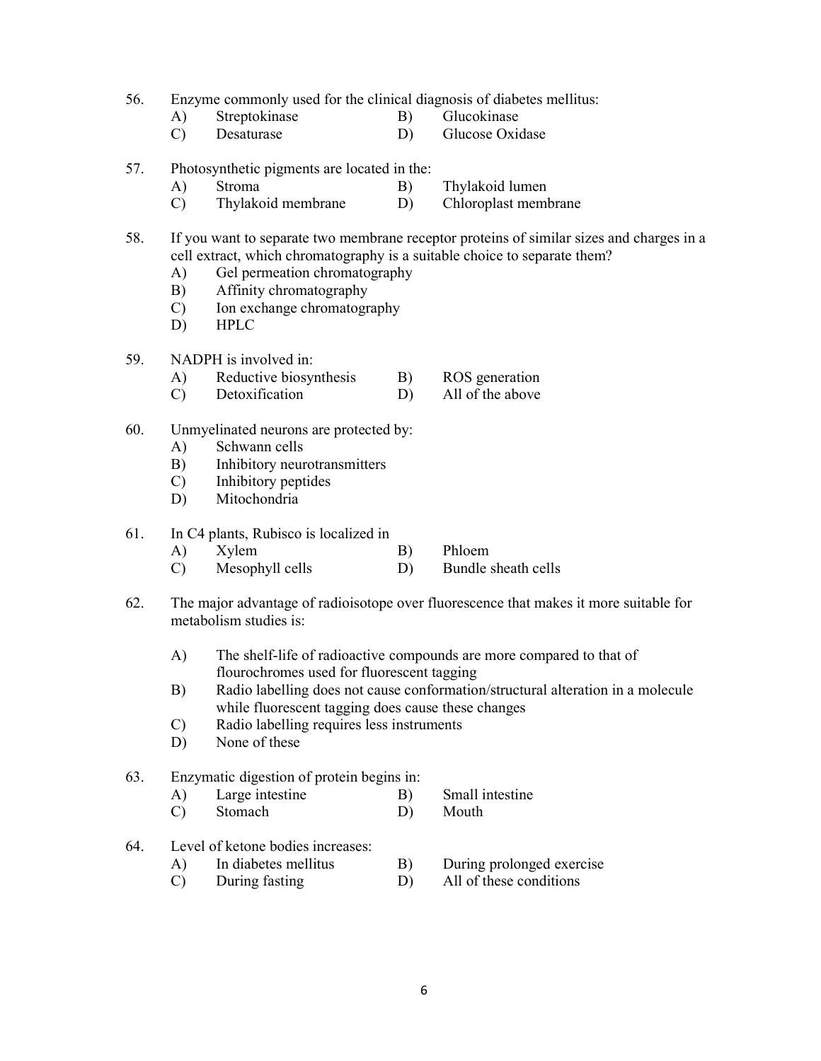56. Enzyme commonly used for the clinical diagnosis of diabetes mellitus:
    - A) Streptokinase
    - B) Glucokinase
    - C) Desaturase
    - D) Glucose Oxidase

57. Photosynthetic pigments are located in the:
    - A) Stroma
    - B) Thylakoid lumen
    - C) Thylakoid membrane
    - D) Chloroplast membrane

58. If you want to separate two membrane receptor proteins of similar sizes and charges in a cell extract, which chromatography is a suitable choice to separate them?
    - A) Gel permeation chromatography
    - B) Affinity chromatography
    - C) Ion exchange chromatography
    - D) HPLC

59. NADPH is involved in:
    - A) Reductive biosynthesis
    - B) ROS generation
    - C) Detoxification
    - D) All of the above

60. Unmyelinated neurons are protected by:
    - A) Schwann cells
    - B) Inhibitory neurotransmitters
    - C) Inhibitory peptides
    - D) Mitochondria

61. In C4 plants, Rubisco is localized in
    - A) Xylem
    - B) Phloem
    - C) Mesophyll cells
    - D) Bundle sheath cells

62. The major advantage of radioisotope over fluorescence that makes it more suitable for metabolism studies is:
    - A) The shelf-life of radioactive compounds are more compared to that of flourochromes used for fluorescent tagging
    - B) Radio labelling does not cause conformation/structural alteration in a molecule while fluorescent tagging does cause these changes
    - C) Radio labelling requires less instruments
    - D) None of these

63. Enzymatic digestion of protein begins in:
    - A) Large intestine
    - B) Small intestine
    - C) Stomach
    - D) Mouth

64. Level of ketone bodies increases:
    - A) In diabetes mellitus
    - B) During prolonged exercise
    - C) During fasting
    - D) All of these conditions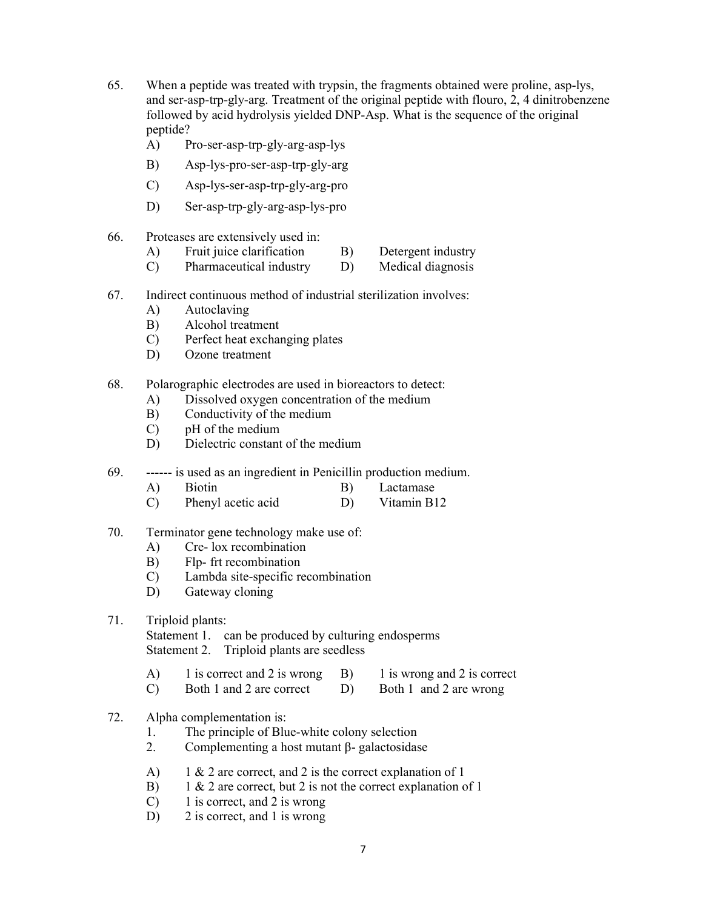65. When a peptide was treated with trypsin, the fragments obtained were proline, asp-lys, and ser-asp-trp-gly-arg. Treatment of the original peptide with flouro, 2, 4 dinitrobenzene followed by acid hydrolysis yielded DNP-Asp. What is the sequence of the original peptide?
    - A) Pro-ser-asp-trp-gly-arg-asp-lys
    - B) Asp-lys-pro-ser-asp-trp-gly-arg
    - C) Asp-lys-ser-asp-trp-gly-arg-pro
    - D) Ser-asp-trp-gly-arg-asp-lys-pro

66. Proteases are extensively used in:
    - A) Fruit juice clarification
    - B) Detergent industry
    - C) Pharmaceutical industry
    - D) Medical diagnosis

67. Indirect continuous method of industrial sterilization involves:
    - A) Autoclaving
    - B) Alcohol treatment
    - C) Perfect heat exchanging plates
    - D) Ozone treatment

68. Polarographic electrodes are used in bioreactors to detect:
    - A) Dissolved oxygen concentration of the medium
    - B) Conductivity of the medium
    - C) pH of the medium
    - D) Dielectric constant of the medium

69. ------ is used as an ingredient in Penicillin production medium.
    - A) Biotin
    - B) Lactamase
    - C) Phenyl acetic acid
    - D) Vitamin B12

70. Terminator gene technology make use of:
    - A) Cre- lox recombination
    - B) Flp- frt recombination
    - C) Lambda site-specific recombination
    - D) Gateway cloning

71. Triploid plants:
    Statement 1. can be produced by culturing endosperms
    Statement 2. Triploid plants are seedless
    - A) 1 is correct and 2 is wrong
    - B) 1 is wrong and 2 is correct
    - C) Both 1 and 2 are correct
    - D) Both 1 and 2 are wrong

72. Alpha complementation is:
    1. The principle of Blue-white colony selection
    2. Complementing a host mutant β- galactosidase

    - A) 1 & 2 are correct, and 2 is the correct explanation of 1
    - B) 1 & 2 are correct, but 2 is not the correct explanation of 1
    - C) 1 is correct, and 2 is wrong
    - D) 2 is correct, and 1 is wrong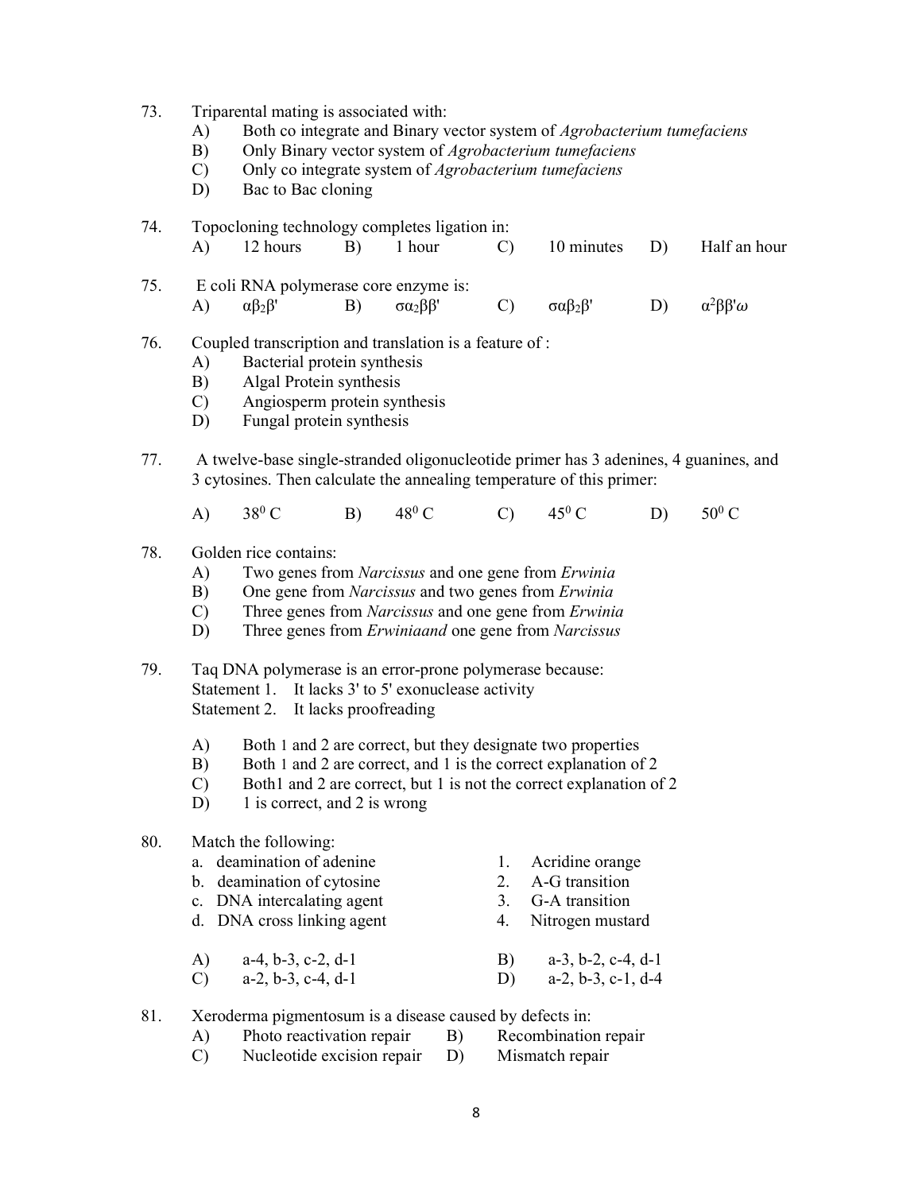73. Triparental mating is associated with:
    A) Both co integrate and Binary vector system of *Agrobacterium tumefaciens*
    B) Only Binary vector system of *Agrobacterium tumefaciens*
    C) Only co integrate system of *Agrobacterium tumefaciens*
    D) Bac to Bac cloning

74. Topocloning technology completes ligation in:
    A) 12 hours B) 1 hour C) 10 minutes D) Half an hour

75. E coli RNA polymerase core enzyme is:
    A) $\alpha\beta_2\beta'$ B) $\sigma\alpha_2\beta\beta'$ C) $\sigma\alpha\beta_2\beta'$ D) $\alpha^2\beta\beta'\omega$

76. Coupled transcription and translation is a feature of :
    A) Bacterial protein synthesis
    B) Algal Protein synthesis
    C) Angiosperm protein synthesis
    D) Fungal protein synthesis

77. A twelve-base single-stranded oligonucleotide primer has 3 adenines, 4 guanines, and 3 cytosines. Then calculate the annealing temperature of this primer:

    A) $38^0$ C B) $48^0$ C C) $45^0$ C D) $50^0$ C

78. Golden rice contains:
    A) Two genes from *Narcissus* and one gene from *Erwinia*
    B) One gene from *Narcissus* and two genes from *Erwinia*
    C) Three genes from *Narcissus* and one gene from *Erwinia*
    D) Three genes from *Erwiniaand* one gene from *Narcissus*

79. Taq DNA polymerase is an error-prone polymerase because:
    Statement 1. It lacks 3' to 5' exonuclease activity
    Statement 2. It lacks proofreading

    A) Both 1 and 2 are correct, but they designate two properties
    B) Both 1 and 2 are correct, and 1 is the correct explanation of 2
    C) Both1 and 2 are correct, but 1 is not the correct explanation of 2
    D) 1 is correct, and 2 is wrong

80. Match the following:

    | | |
    |---|---|
    | a. deamination of adenine | 1. Acridine orange |
    | b. deamination of cytosine | 2. A-G transition |
    | c. DNA intercalating agent | 3. G-A transition |
    | d. DNA cross linking agent | 4. Nitrogen mustard |

    A) a-4, b-3, c-2, d-1 B) a-3, b-2, c-4, d-1
    C) a-2, b-3, c-4, d-1 D) a-2, b-3, c-1, d-4

81. Xeroderma pigmentosum is a disease caused by defects in:
    A) Photo reactivation repair B) Recombination repair
    C) Nucleotide excision repair D) Mismatch repair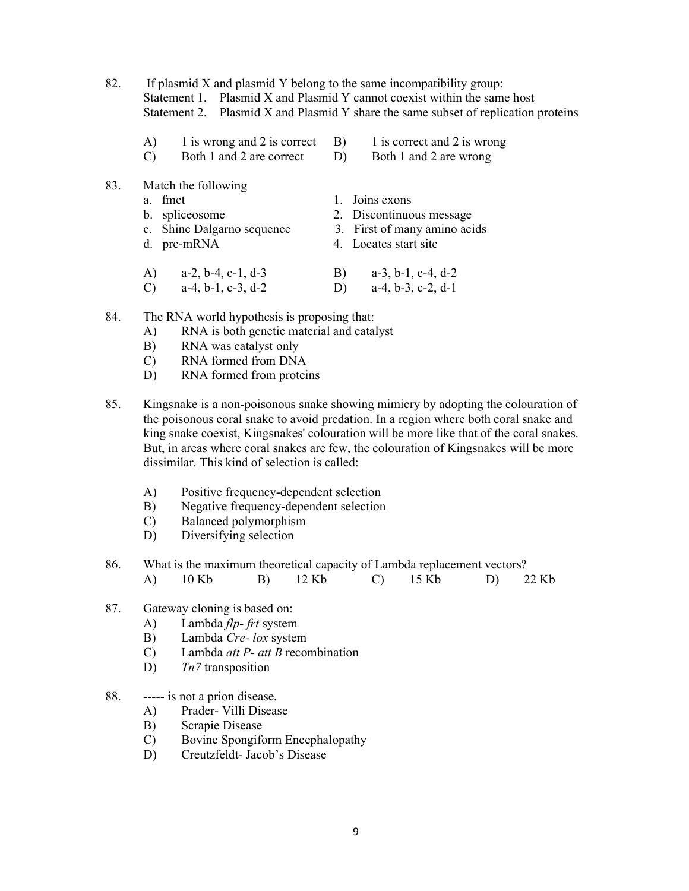82. If plasmid X and plasmid Y belong to the same incompatibility group:
    Statement 1. Plasmid X and Plasmid Y cannot coexist within the same host
    Statement 2. Plasmid X and Plasmid Y share the same subset of replication proteins

    A) 1 is wrong and 2 is correct
    B) 1 is correct and 2 is wrong
    C) Both 1 and 2 are correct
    D) Both 1 and 2 are wrong

83. Match the following

    a. fmet — 1. Joins exons
    b. spliceosome — 2. Discontinuous message
    c. Shine Dalgarno sequence — 3. First of many amino acids
    d. pre-mRNA — 4. Locates start site

    A) a-2, b-4, c-1, d-3
    B) a-3, b-1, c-4, d-2
    C) a-4, b-1, c-3, d-2
    D) a-4, b-3, c-2, d-1

84. The RNA world hypothesis is proposing that:
    A) RNA is both genetic material and catalyst
    B) RNA was catalyst only
    C) RNA formed from DNA
    D) RNA formed from proteins

85. Kingsnake is a non-poisonous snake showing mimicry by adopting the colouration of the poisonous coral snake to avoid predation. In a region where both coral snake and king snake coexist, Kingsnakes' colouration will be more like that of the coral snakes. But, in areas where coral snakes are few, the colouration of Kingsnakes will be more dissimilar. This kind of selection is called:

    A) Positive frequency-dependent selection
    B) Negative frequency-dependent selection
    C) Balanced polymorphism
    D) Diversifying selection

86. What is the maximum theoretical capacity of Lambda replacement vectors?
    A) 10 Kb
    B) 12 Kb
    C) 15 Kb
    D) 22 Kb

87. Gateway cloning is based on:
    A) Lambda *flp- frt* system
    B) Lambda *Cre- lox* system
    C) Lambda *att P- att B* recombination
    D) *Tn7* transposition

88. ----- is not a prion disease.
    A) Prader- Villi Disease
    B) Scrapie Disease
    C) Bovine Spongiform Encephalopathy
    D) Creutzfeldt- Jacob's Disease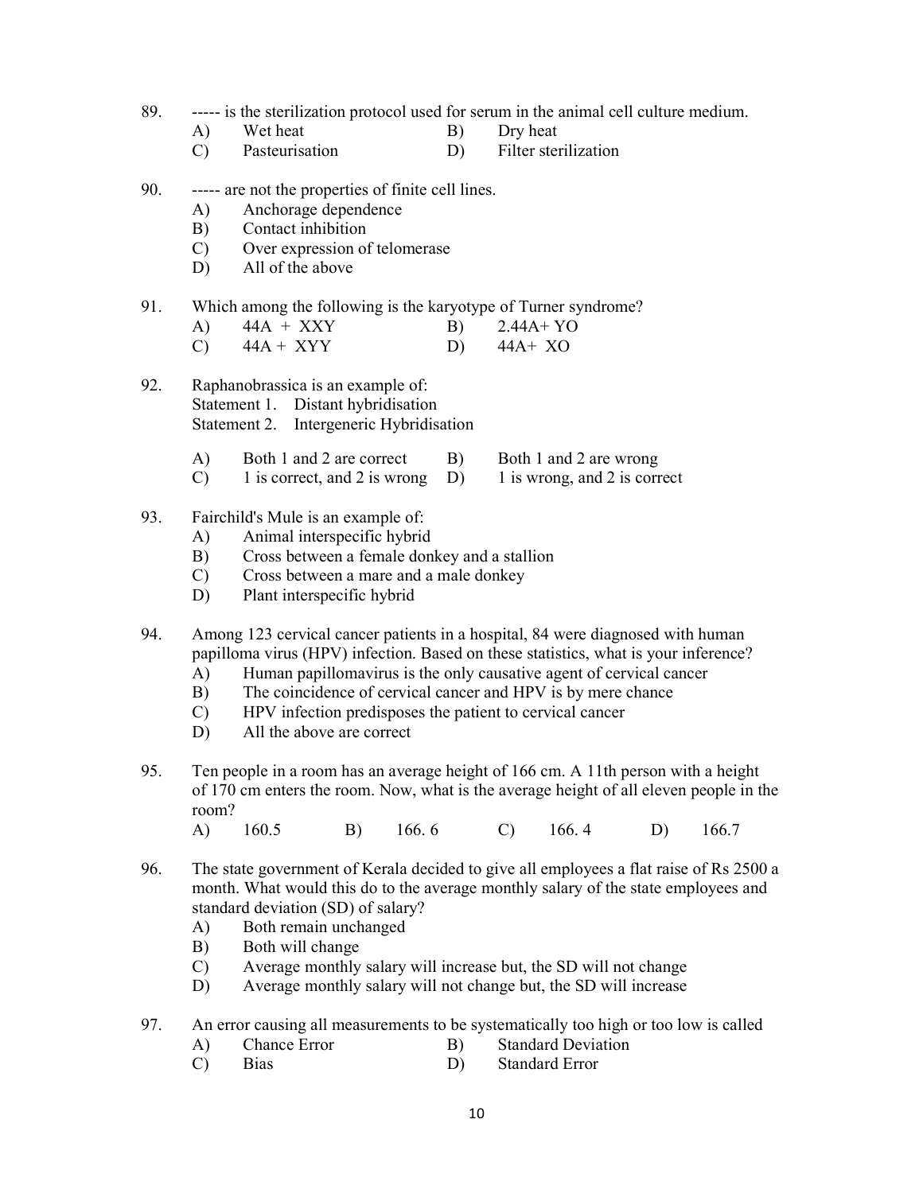89. ----- is the sterilization protocol used for serum in the animal cell culture medium.

A) Wet heat B) Dry heat
C) Pasteurisation D) Filter sterilization

90. ----- are not the properties of finite cell lines.

A) Anchorage dependence
B) Contact inhibition
C) Over expression of telomerase
D) All of the above

91. Which among the following is the karyotype of Turner syndrome?

A) 44A + XXY B) 2.44A+ YO
C) 44A + XYY D) 44A+ XO

92. Raphanobrassica is an example of:
Statement 1. Distant hybridisation
Statement 2. Intergeneric Hybridisation

A) Both 1 and 2 are correct B) Both 1 and 2 are wrong
C) 1 is correct, and 2 is wrong D) 1 is wrong, and 2 is correct

93. Fairchild's Mule is an example of:

A) Animal interspecific hybrid
B) Cross between a female donkey and a stallion
C) Cross between a mare and a male donkey
D) Plant interspecific hybrid

94. Among 123 cervical cancer patients in a hospital, 84 were diagnosed with human papilloma virus (HPV) infection. Based on these statistics, what is your inference?

A) Human papillomavirus is the only causative agent of cervical cancer
B) The coincidence of cervical cancer and HPV is by mere chance
C) HPV infection predisposes the patient to cervical cancer
D) All the above are correct

95. Ten people in a room has an average height of 166 cm. A 11th person with a height of 170 cm enters the room. Now, what is the average height of all eleven people in the room?

A) 160.5 B) 166. 6 C) 166. 4 D) 166.7

96. The state government of Kerala decided to give all employees a flat raise of Rs 2500 a month. What would this do to the average monthly salary of the state employees and standard deviation (SD) of salary?

A) Both remain unchanged
B) Both will change
C) Average monthly salary will increase but, the SD will not change
D) Average monthly salary will not change but, the SD will increase

97. An error causing all measurements to be systematically too high or too low is called

A) Chance Error B) Standard Deviation
C) Bias D) Standard Error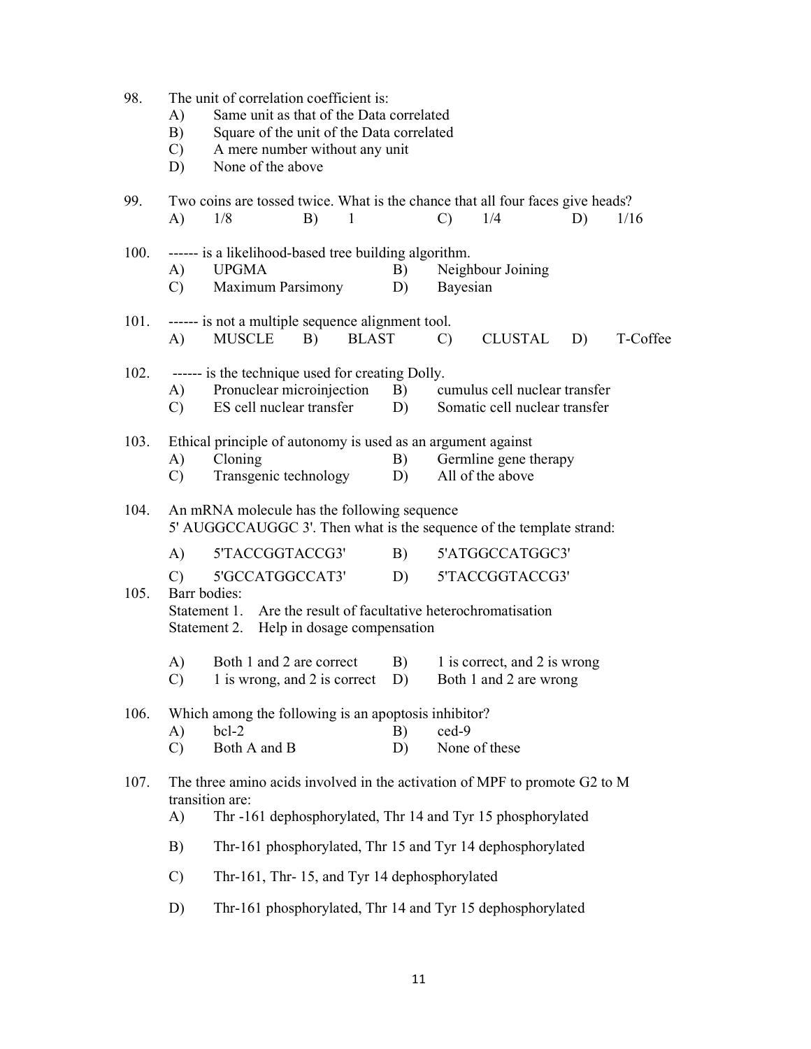98. The unit of correlation coefficient is:
   A) Same unit as that of the Data correlated
   B) Square of the unit of the Data correlated
   C) A mere number without any unit
   D) None of the above

99. Two coins are tossed twice. What is the chance that all four faces give heads?
   A) 1/8 B) 1 C) 1/4 D) 1/16

100. ------ is a likelihood-based tree building algorithm.
   A) UPGMA B) Neighbour Joining
   C) Maximum Parsimony D) Bayesian

101. ------ is not a multiple sequence alignment tool.
   A) MUSCLE B) BLAST C) CLUSTAL D) T-Coffee

102. ------ is the technique used for creating Dolly.
   A) Pronuclear microinjection B) cumulus cell nuclear transfer
   C) ES cell nuclear transfer D) Somatic cell nuclear transfer

103. Ethical principle of autonomy is used as an argument against
   A) Cloning B) Germline gene therapy
   C) Transgenic technology D) All of the above

104. An mRNA molecule has the following sequence
5' AUGGCCAUGGC 3'. Then what is the sequence of the template strand:
   A) 5'TACCGGTACCG3' B) 5'ATGGCCATGGC3'
   C) 5'GCCATGGCCAT3' D) 5'TACCGGTACCG3'

105. Barr bodies:
Statement 1. Are the result of facultative heterochromatisation
Statement 2. Help in dosage compensation
   A) Both 1 and 2 are correct B) 1 is correct, and 2 is wrong
   C) 1 is wrong, and 2 is correct D) Both 1 and 2 are wrong

106. Which among the following is an apoptosis inhibitor?
   A) bcl-2 B) ced-9
   C) Both A and B D) None of these

107. The three amino acids involved in the activation of MPF to promote G2 to M transition are:
   A) Thr -161 dephosphorylated, Thr 14 and Tyr 15 phosphorylated
   B) Thr-161 phosphorylated, Thr 15 and Tyr 14 dephosphorylated
   C) Thr-161, Thr- 15, and Tyr 14 dephosphorylated
   D) Thr-161 phosphorylated, Thr 14 and Tyr 15 dephosphorylated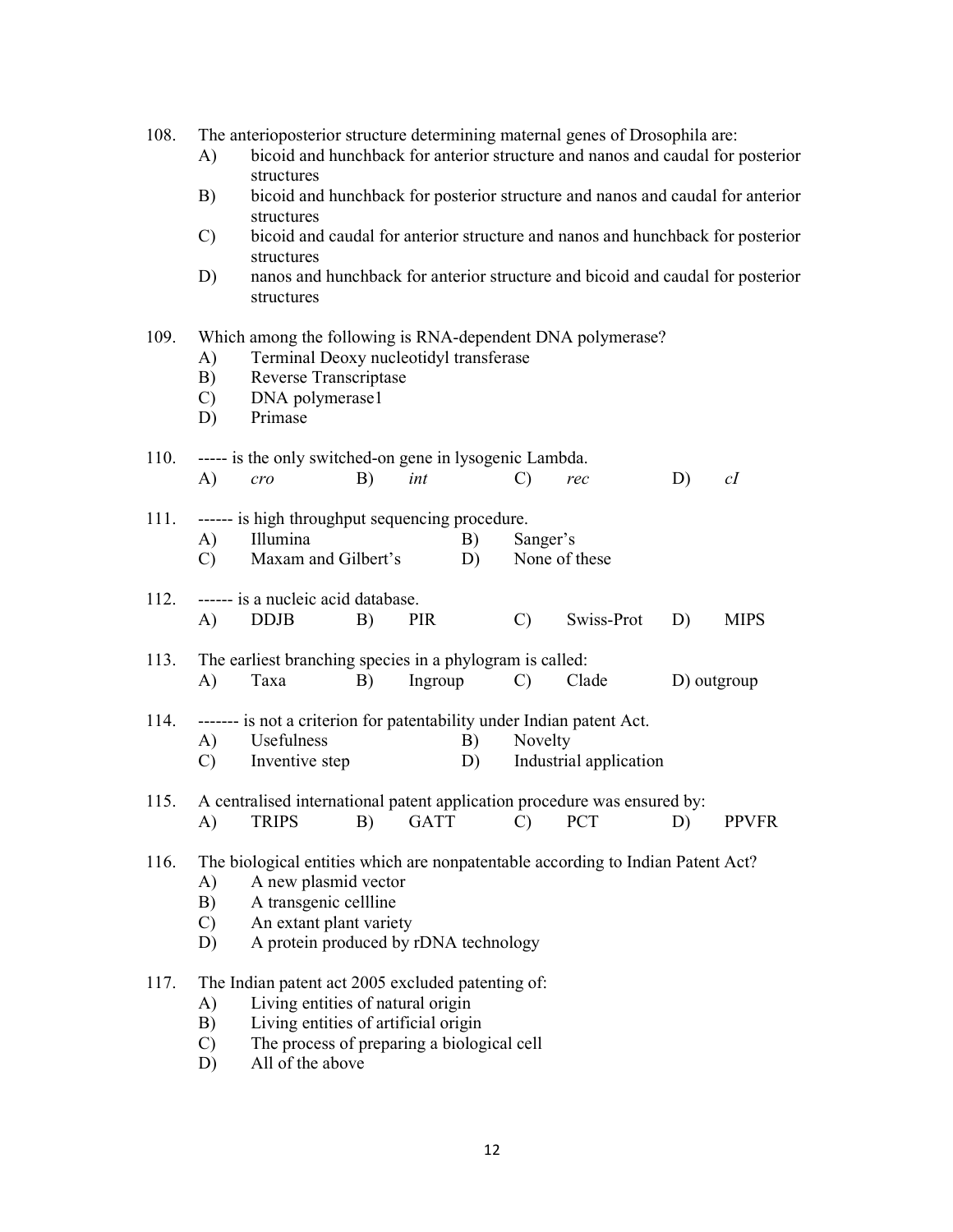108. The anterioposterior structure determining maternal genes of Drosophila are:
    A) bicoid and hunchback for anterior structure and nanos and caudal for posterior structures
    B) bicoid and hunchback for posterior structure and nanos and caudal for anterior structures
    C) bicoid and caudal for anterior structure and nanos and hunchback for posterior structures
    D) nanos and hunchback for anterior structure and bicoid and caudal for posterior structures

109. Which among the following is RNA-dependent DNA polymerase?
    A) Terminal Deoxy nucleotidyl transferase
    B) Reverse Transcriptase
    C) DNA polymerase1
    D) Primase

110. ----- is the only switched-on gene in lysogenic Lambda.
    A) *cro* B) *int* C) *rec* D) *cI*

111. ------ is high throughput sequencing procedure.
    A) Illumina B) Sanger's
    C) Maxam and Gilbert's D) None of these

112. ------ is a nucleic acid database.
    A) DDJB B) PIR C) Swiss-Prot D) MIPS

113. The earliest branching species in a phylogram is called:
    A) Taxa B) Ingroup C) Clade D) outgroup

114. ------- is not a criterion for patentability under Indian patent Act.
    A) Usefulness B) Novelty
    C) Inventive step D) Industrial application

115. A centralised international patent application procedure was ensured by:
    A) TRIPS B) GATT C) PCT D) PPVFR

116. The biological entities which are nonpatentable according to Indian Patent Act?
    A) A new plasmid vector
    B) A transgenic cellline
    C) An extant plant variety
    D) A protein produced by rDNA technology

117. The Indian patent act 2005 excluded patenting of:
    A) Living entities of natural origin
    B) Living entities of artificial origin
    C) The process of preparing a biological cell
    D) All of the above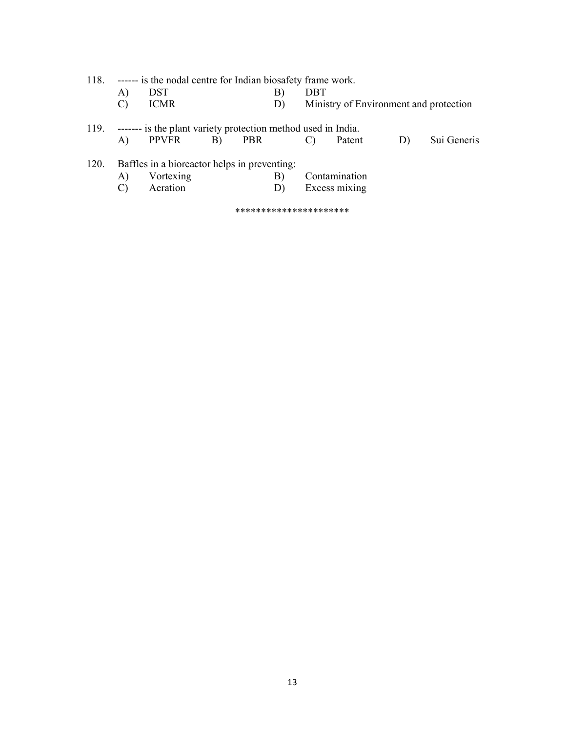118. ------ is the nodal centre for Indian biosafety frame work.

A) DST
B) DBT
C) ICMR
D) Ministry of Environment and protection

119. ------- is the plant variety protection method used in India.

A) PPVFR
B) PBR
C) Patent
D) Sui Generis

120. Baffles in a bioreactor helps in preventing:

A) Vortexing
B) Contamination
C) Aeration
D) Excess mixing

*********************